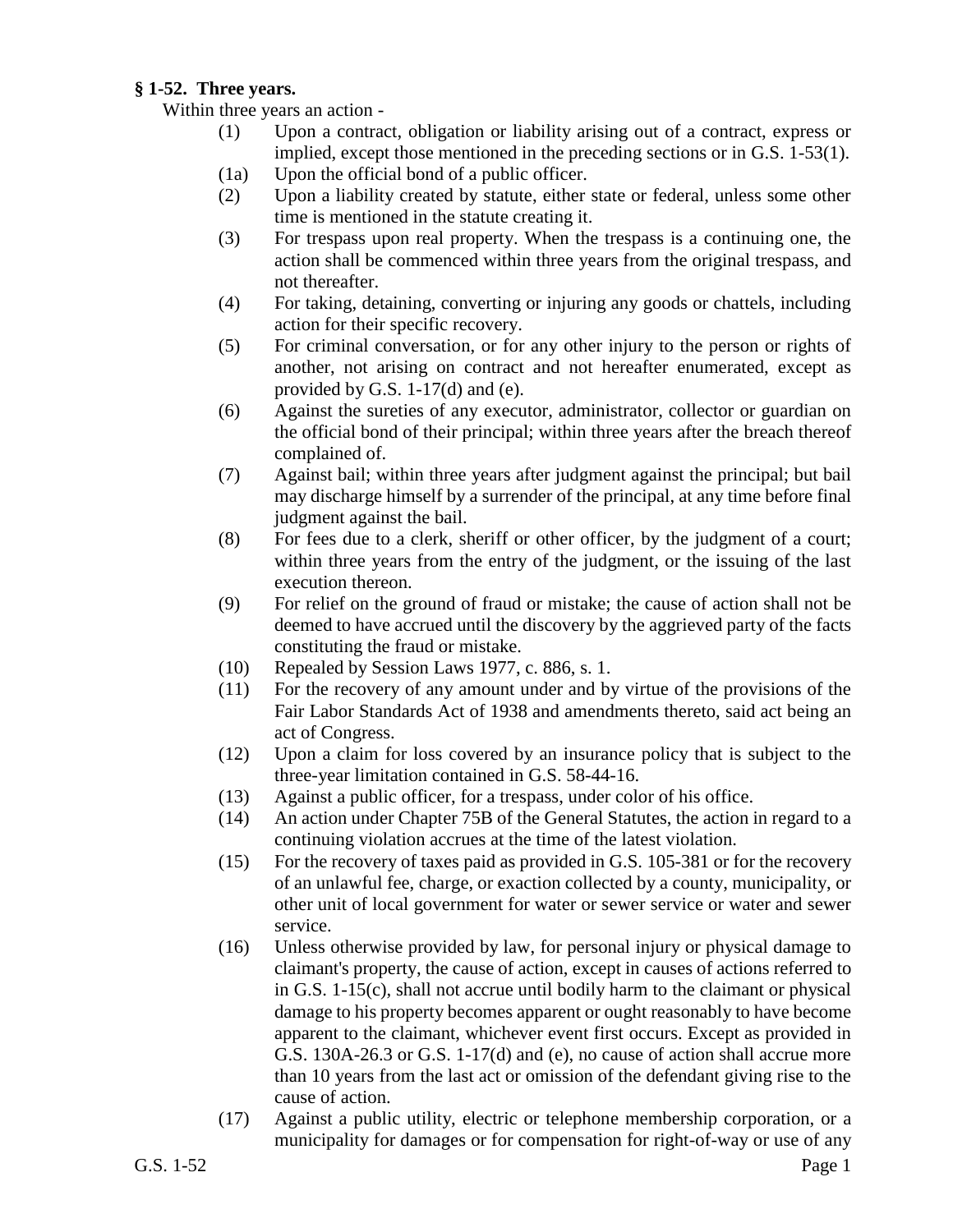**§ 1-52. Three years.**

Within three years an action -

(1) Upon a contract, obligation or liability arising out of a contract, express or implied, except those mentioned in the preceding sections or in G.S. 1-53(1).

(1a) Upon the official bond of a public officer.

(2) Upon a liability created by statute, either state or federal, unless some other time is mentioned in the statute creating it.

(3) For trespass upon real property. When the trespass is a continuing one, the action shall be commenced within three years from the original trespass, and not thereafter.

(4) For taking, detaining, converting or injuring any goods or chattels, including action for their specific recovery.

(5) For criminal conversation, or for any other injury to the person or rights of another, not arising on contract and not hereafter enumerated, except as provided by G.S. 1-17(d) and (e).

(6) Against the sureties of any executor, administrator, collector or guardian on the official bond of their principal; within three years after the breach thereof complained of.

(7) Against bail; within three years after judgment against the principal; but bail may discharge himself by a surrender of the principal, at any time before final judgment against the bail.

(8) For fees due to a clerk, sheriff or other officer, by the judgment of a court; within three years from the entry of the judgment, or the issuing of the last execution thereon.

(9) For relief on the ground of fraud or mistake; the cause of action shall not be deemed to have accrued until the discovery by the aggrieved party of the facts constituting the fraud or mistake.

(10) Repealed by Session Laws 1977, c. 886, s. 1.

(11) For the recovery of any amount under and by virtue of the provisions of the Fair Labor Standards Act of 1938 and amendments thereto, said act being an act of Congress.

(12) Upon a claim for loss covered by an insurance policy that is subject to the three-year limitation contained in G.S. 58-44-16.

(13) Against a public officer, for a trespass, under color of his office.

(14) An action under Chapter 75B of the General Statutes, the action in regard to a continuing violation accrues at the time of the latest violation.

(15) For the recovery of taxes paid as provided in G.S. 105-381 or for the recovery of an unlawful fee, charge, or exaction collected by a county, municipality, or other unit of local government for water or sewer service or water and sewer service.

(16) Unless otherwise provided by law, for personal injury or physical damage to claimant's property, the cause of action, except in causes of actions referred to in G.S. 1-15(c), shall not accrue until bodily harm to the claimant or physical damage to his property becomes apparent or ought reasonably to have become apparent to the claimant, whichever event first occurs. Except as provided in G.S. 130A-26.3 or G.S. 1-17(d) and (e), no cause of action shall accrue more than 10 years from the last act or omission of the defendant giving rise to the cause of action.

(17) Against a public utility, electric or telephone membership corporation, or a municipality for damages or for compensation for right-of-way or use of any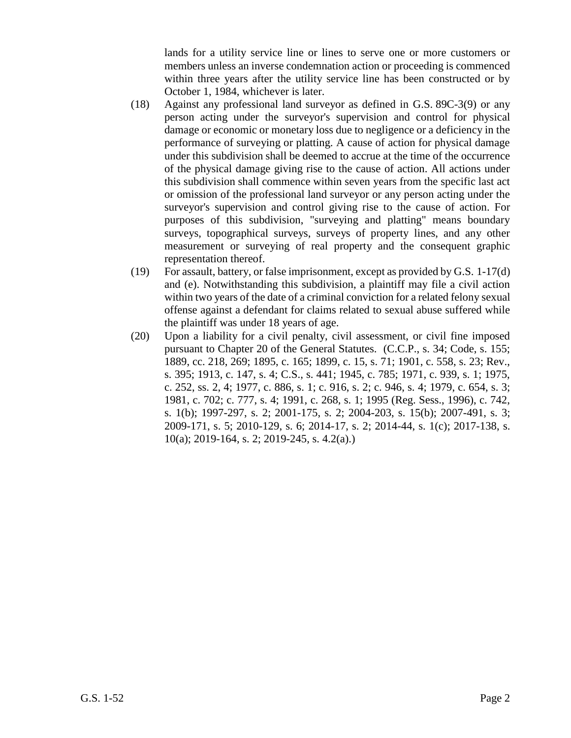lands for a utility service line or lines to serve one or more customers or members unless an inverse condemnation action or proceeding is commenced within three years after the utility service line has been constructed or by October 1, 1984, whichever is later.

(18) Against any professional land surveyor as defined in G.S. 89C-3(9) or any person acting under the surveyor's supervision and control for physical damage or economic or monetary loss due to negligence or a deficiency in the performance of surveying or platting. A cause of action for physical damage under this subdivision shall be deemed to accrue at the time of the occurrence of the physical damage giving rise to the cause of action. All actions under this subdivision shall commence within seven years from the specific last act or omission of the professional land surveyor or any person acting under the surveyor's supervision and control giving rise to the cause of action. For purposes of this subdivision, "surveying and platting" means boundary surveys, topographical surveys, surveys of property lines, and any other measurement or surveying of real property and the consequent graphic representation thereof.

(19) For assault, battery, or false imprisonment, except as provided by G.S. 1-17(d) and (e). Notwithstanding this subdivision, a plaintiff may file a civil action within two years of the date of a criminal conviction for a related felony sexual offense against a defendant for claims related to sexual abuse suffered while the plaintiff was under 18 years of age.

(20) Upon a liability for a civil penalty, civil assessment, or civil fine imposed pursuant to Chapter 20 of the General Statutes. (C.C.P., s. 34; Code, s. 155; 1889, cc. 218, 269; 1895, c. 165; 1899, c. 15, s. 71; 1901, c. 558, s. 23; Rev., s. 395; 1913, c. 147, s. 4; C.S., s. 441; 1945, c. 785; 1971, c. 939, s. 1; 1975, c. 252, ss. 2, 4; 1977, c. 886, s. 1; c. 916, s. 2; c. 946, s. 4; 1979, c. 654, s. 3; 1981, c. 702; c. 777, s. 4; 1991, c. 268, s. 1; 1995 (Reg. Sess., 1996), c. 742, s. 1(b); 1997-297, s. 2; 2001-175, s. 2; 2004-203, s. 15(b); 2007-491, s. 3; 2009-171, s. 5; 2010-129, s. 6; 2014-17, s. 2; 2014-44, s. 1(c); 2017-138, s. 10(a); 2019-164, s. 2; 2019-245, s. 4.2(a).)